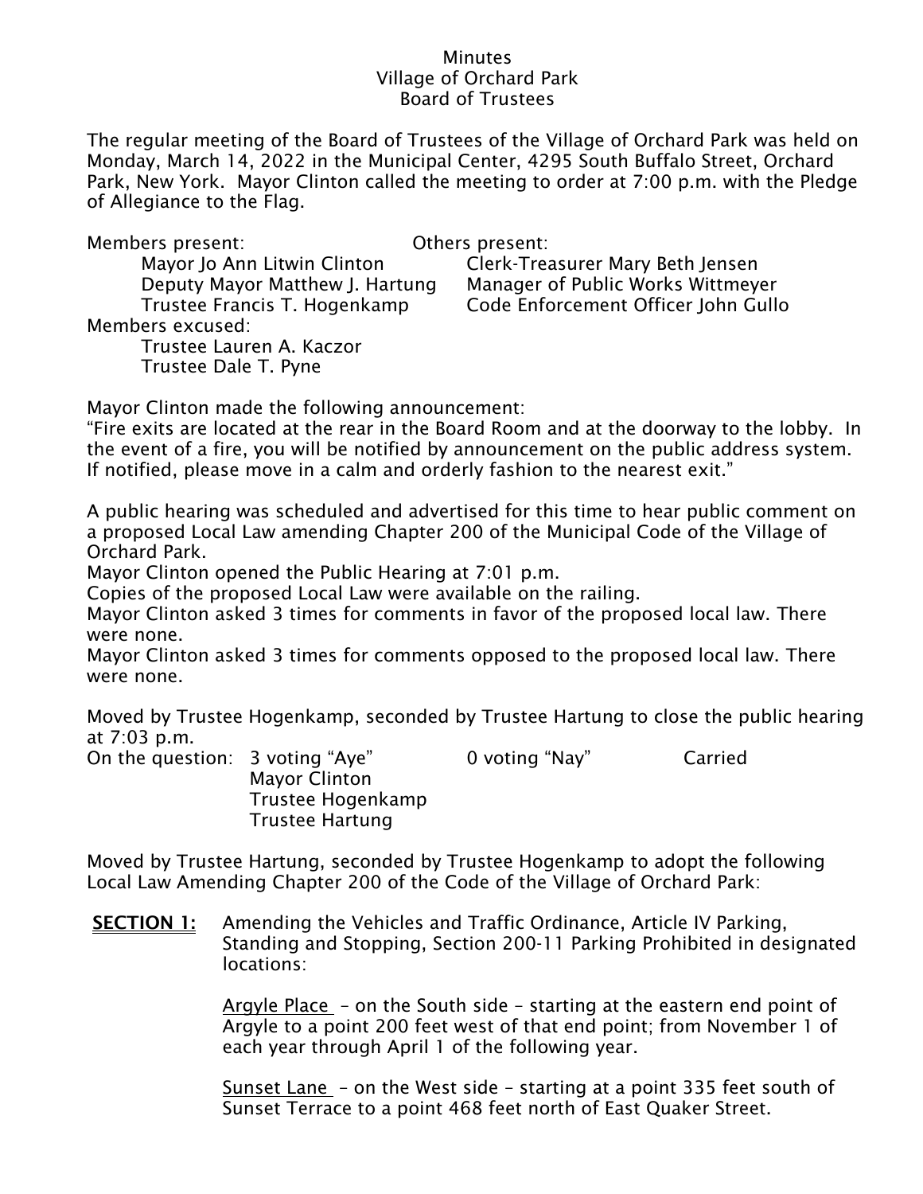Minutes
Village of Orchard Park
Board of Trustees

The regular meeting of the Board of Trustees of the Village of Orchard Park was held on Monday, March 14, 2022 in the Municipal Center, 4295 South Buffalo Street, Orchard Park, New York. Mayor Clinton called the meeting to order at 7:00 p.m. with the Pledge of Allegiance to the Flag.

| Members present: | Others present: |
|---|---|
| Mayor Jo Ann Litwin Clinton | Clerk-Treasurer Mary Beth Jensen |
| Deputy Mayor Matthew J. Hartung | Manager of Public Works Wittmeyer |
| Trustee Francis T. Hogenkamp | Code Enforcement Officer John Gullo |

Members excused:
- Trustee Lauren A. Kaczor
- Trustee Dale T. Pyne

Mayor Clinton made the following announcement:
"Fire exits are located at the rear in the Board Room and at the doorway to the lobby. In the event of a fire, you will be notified by announcement on the public address system. If notified, please move in a calm and orderly fashion to the nearest exit."

A public hearing was scheduled and advertised for this time to hear public comment on a proposed Local Law amending Chapter 200 of the Municipal Code of the Village of Orchard Park.
Mayor Clinton opened the Public Hearing at 7:01 p.m.
Copies of the proposed Local Law were available on the railing.
Mayor Clinton asked 3 times for comments in favor of the proposed local law. There were none.
Mayor Clinton asked 3 times for comments opposed to the proposed local law. There were none.

Moved by Trustee Hogenkamp, seconded by Trustee Hartung to close the public hearing at 7:03 p.m.

| | | | |
|---|---|---|---|
| On the question: | 3 voting "Aye" | 0 voting "Nay" | Carried |
| | Mayor Clinton | | |
| | Trustee Hogenkamp | | |
| | Trustee Hartung | | |

Moved by Trustee Hartung, seconded by Trustee Hogenkamp to adopt the following Local Law Amending Chapter 200 of the Code of the Village of Orchard Park:

**SECTION 1:** Amending the Vehicles and Traffic Ordinance, Article IV Parking, Standing and Stopping, Section 200-11 Parking Prohibited in designated locations:

Argyle Place – on the South side – starting at the eastern end point of Argyle to a point 200 feet west of that end point; from November 1 of each year through April 1 of the following year.

Sunset Lane – on the West side – starting at a point 335 feet south of Sunset Terrace to a point 468 feet north of East Quaker Street.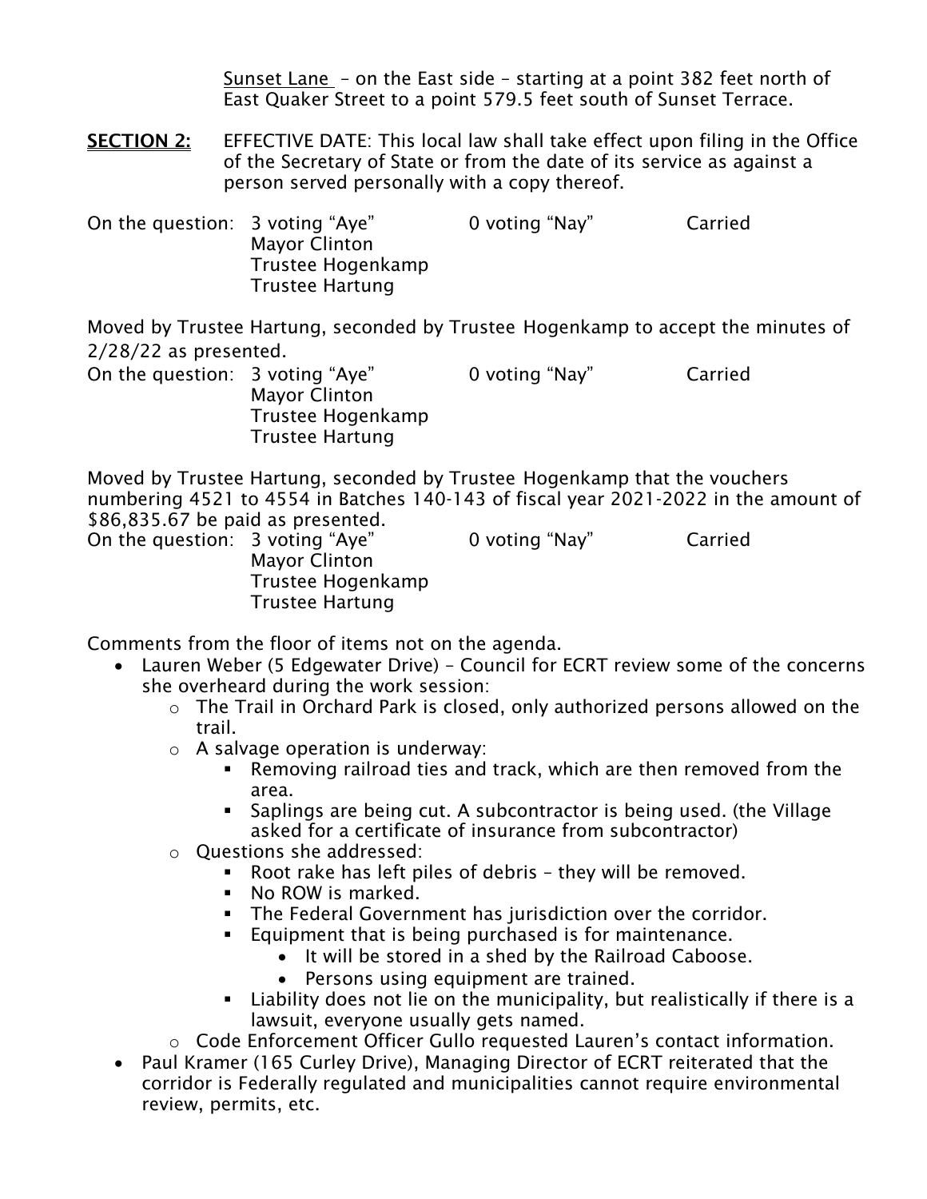Sunset Lane – on the East side – starting at a point 382 feet north of East Quaker Street to a point 579.5 feet south of Sunset Terrace.

**SECTION 2:** EFFECTIVE DATE: This local law shall take effect upon filing in the Office of the Secretary of State or from the date of its service as against a person served personally with a copy thereof.

On the question: 3 voting "Aye" 0 voting "Nay" Carried
Mayor Clinton
Trustee Hogenkamp
Trustee Hartung

Moved by Trustee Hartung, seconded by Trustee Hogenkamp to accept the minutes of 2/28/22 as presented.

On the question: 3 voting "Aye" 0 voting "Nay" Carried
Mayor Clinton
Trustee Hogenkamp
Trustee Hartung

Moved by Trustee Hartung, seconded by Trustee Hogenkamp that the vouchers numbering 4521 to 4554 in Batches 140-143 of fiscal year 2021-2022 in the amount of $86,835.67 be paid as presented.

On the question: 3 voting "Aye" 0 voting "Nay" Carried
Mayor Clinton
Trustee Hogenkamp
Trustee Hartung

Comments from the floor of items not on the agenda.

- Lauren Weber (5 Edgewater Drive) – Council for ECRT review some of the concerns she overheard during the work session:
    - The Trail in Orchard Park is closed, only authorized persons allowed on the trail.
    - A salvage operation is underway:
        - Removing railroad ties and track, which are then removed from the area.
        - Saplings are being cut. A subcontractor is being used. (the Village asked for a certificate of insurance from subcontractor)
    - Questions she addressed:
        - Root rake has left piles of debris – they will be removed.
        - No ROW is marked.
        - The Federal Government has jurisdiction over the corridor.
        - Equipment that is being purchased is for maintenance.
            - It will be stored in a shed by the Railroad Caboose.
            - Persons using equipment are trained.
        - Liability does not lie on the municipality, but realistically if there is a lawsuit, everyone usually gets named.
    - Code Enforcement Officer Gullo requested Lauren's contact information.
- Paul Kramer (165 Curley Drive), Managing Director of ECRT reiterated that the corridor is Federally regulated and municipalities cannot require environmental review, permits, etc.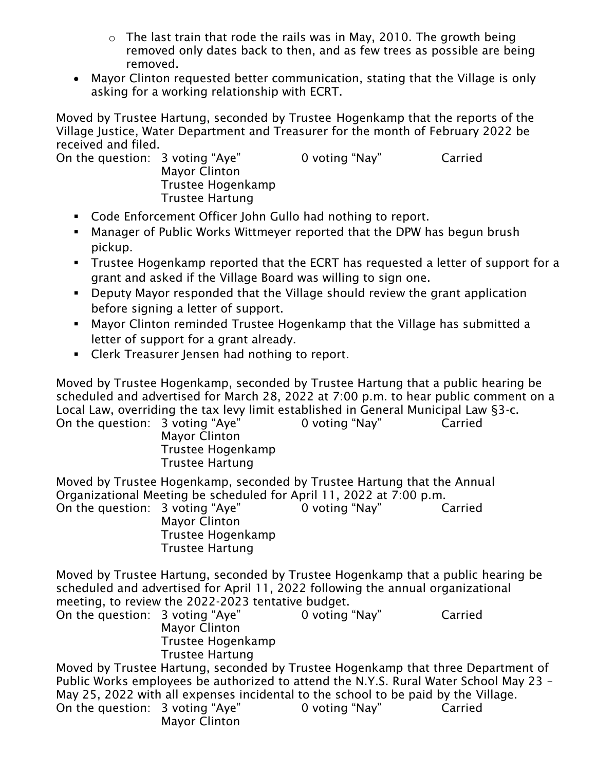- The last train that rode the rails was in May, 2010. The growth being removed only dates back to then, and as few trees as possible are being removed.
- Mayor Clinton requested better communication, stating that the Village is only asking for a working relationship with ECRT.

Moved by Trustee Hartung, seconded by Trustee Hogenkamp that the reports of the Village Justice, Water Department and Treasurer for the month of February 2022 be received and filed.

On the question: 3 voting "Aye" 0 voting "Nay" Carried
Mayor Clinton
Trustee Hogenkamp
Trustee Hartung

- Code Enforcement Officer John Gullo had nothing to report.
- Manager of Public Works Wittmeyer reported that the DPW has begun brush pickup.
- Trustee Hogenkamp reported that the ECRT has requested a letter of support for a grant and asked if the Village Board was willing to sign one.
- Deputy Mayor responded that the Village should review the grant application before signing a letter of support.
- Mayor Clinton reminded Trustee Hogenkamp that the Village has submitted a letter of support for a grant already.
- Clerk Treasurer Jensen had nothing to report.

Moved by Trustee Hogenkamp, seconded by Trustee Hartung that a public hearing be scheduled and advertised for March 28, 2022 at 7:00 p.m. to hear public comment on a Local Law, overriding the tax levy limit established in General Municipal Law §3-c.

On the question: 3 voting "Aye" 0 voting "Nay" Carried
Mayor Clinton
Trustee Hogenkamp
Trustee Hartung

Moved by Trustee Hogenkamp, seconded by Trustee Hartung that the Annual Organizational Meeting be scheduled for April 11, 2022 at 7:00 p.m.

On the question: 3 voting "Aye" 0 voting "Nay" Carried
Mayor Clinton
Trustee Hogenkamp
Trustee Hartung

Moved by Trustee Hartung, seconded by Trustee Hogenkamp that a public hearing be scheduled and advertised for April 11, 2022 following the annual organizational meeting, to review the 2022-2023 tentative budget.

On the question: 3 voting "Aye" 0 voting "Nay" Carried
Mayor Clinton
Trustee Hogenkamp
Trustee Hartung

Moved by Trustee Hartung, seconded by Trustee Hogenkamp that three Department of Public Works employees be authorized to attend the N.Y.S. Rural Water School May 23 – May 25, 2022 with all expenses incidental to the school to be paid by the Village.

On the question: 3 voting "Aye" 0 voting "Nay" Carried
Mayor Clinton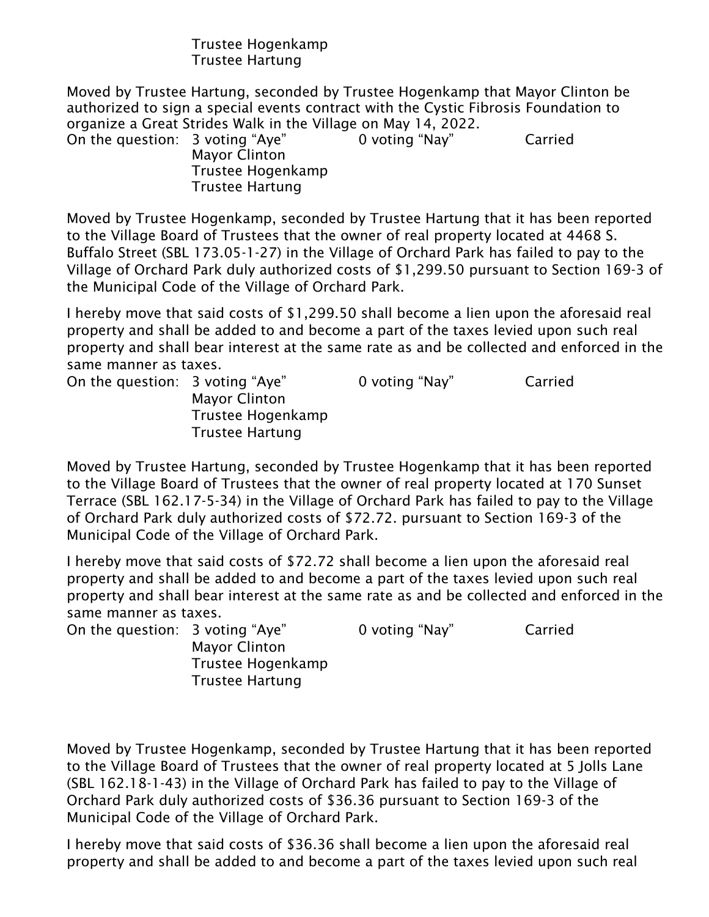Trustee Hogenkamp
Trustee Hartung

Moved by Trustee Hartung, seconded by Trustee Hogenkamp that Mayor Clinton be authorized to sign a special events contract with the Cystic Fibrosis Foundation to organize a Great Strides Walk in the Village on May 14, 2022.

On the question: 3 voting "Aye" 0 voting "Nay" Carried
Mayor Clinton
Trustee Hogenkamp
Trustee Hartung

Moved by Trustee Hogenkamp, seconded by Trustee Hartung that it has been reported to the Village Board of Trustees that the owner of real property located at 4468 S. Buffalo Street (SBL 173.05-1-27) in the Village of Orchard Park has failed to pay to the Village of Orchard Park duly authorized costs of $1,299.50 pursuant to Section 169-3 of the Municipal Code of the Village of Orchard Park.

I hereby move that said costs of $1,299.50 shall become a lien upon the aforesaid real property and shall be added to and become a part of the taxes levied upon such real property and shall bear interest at the same rate as and be collected and enforced in the same manner as taxes.

On the question: 3 voting "Aye" 0 voting "Nay" Carried
Mayor Clinton
Trustee Hogenkamp
Trustee Hartung

Moved by Trustee Hartung, seconded by Trustee Hogenkamp that it has been reported to the Village Board of Trustees that the owner of real property located at 170 Sunset Terrace (SBL 162.17-5-34) in the Village of Orchard Park has failed to pay to the Village of Orchard Park duly authorized costs of $72.72. pursuant to Section 169-3 of the Municipal Code of the Village of Orchard Park.

I hereby move that said costs of $72.72 shall become a lien upon the aforesaid real property and shall be added to and become a part of the taxes levied upon such real property and shall bear interest at the same rate as and be collected and enforced in the same manner as taxes.

On the question: 3 voting "Aye" 0 voting "Nay" Carried
Mayor Clinton
Trustee Hogenkamp
Trustee Hartung

Moved by Trustee Hogenkamp, seconded by Trustee Hartung that it has been reported to the Village Board of Trustees that the owner of real property located at 5 Jolls Lane (SBL 162.18-1-43) in the Village of Orchard Park has failed to pay to the Village of Orchard Park duly authorized costs of $36.36 pursuant to Section 169-3 of the Municipal Code of the Village of Orchard Park.

I hereby move that said costs of $36.36 shall become a lien upon the aforesaid real property and shall be added to and become a part of the taxes levied upon such real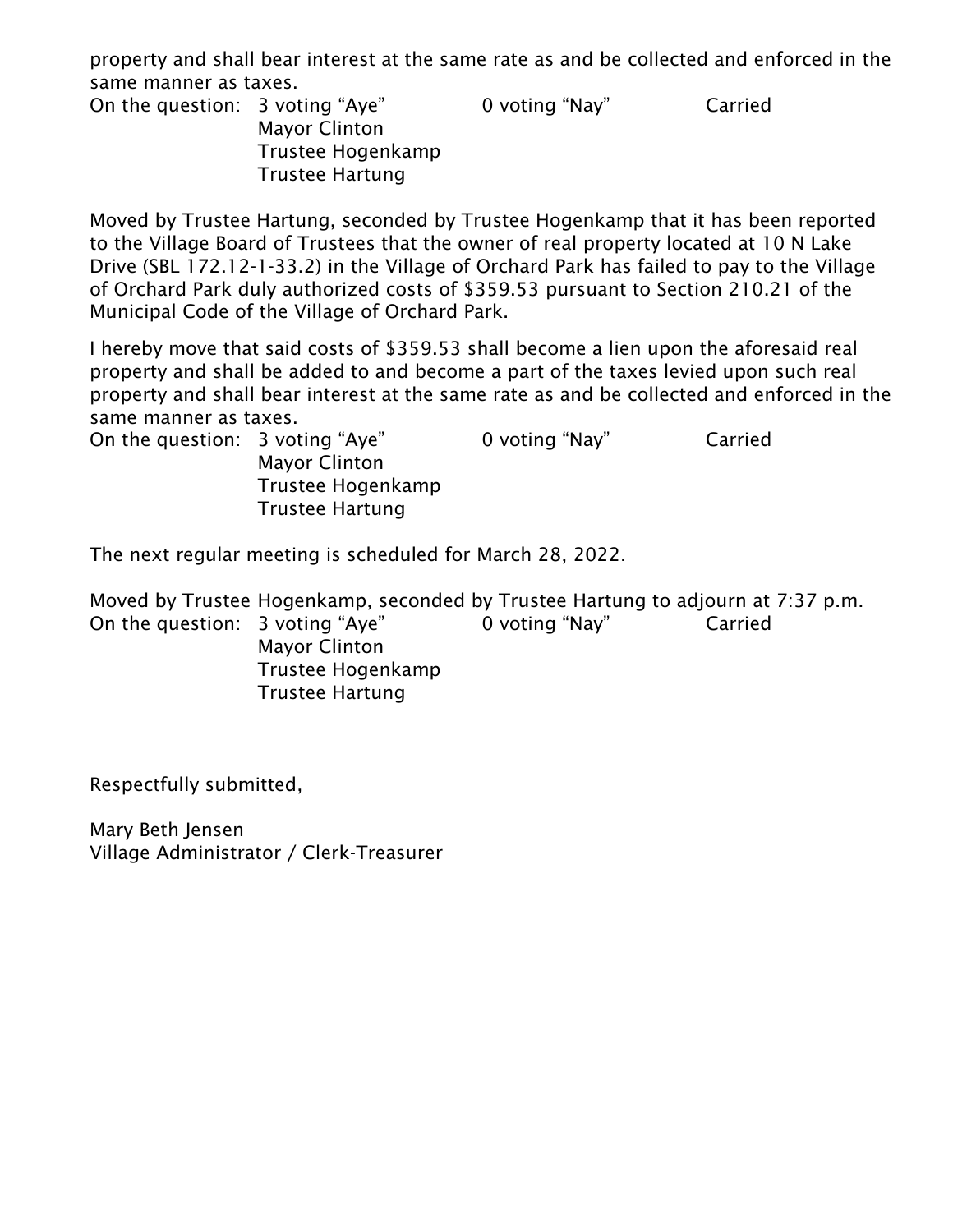property and shall bear interest at the same rate as and be collected and enforced in the same manner as taxes.

On the question: 3 voting "Aye" 0 voting "Nay" Carried
Mayor Clinton
Trustee Hogenkamp
Trustee Hartung

Moved by Trustee Hartung, seconded by Trustee Hogenkamp that it has been reported to the Village Board of Trustees that the owner of real property located at 10 N Lake Drive (SBL 172.12-1-33.2) in the Village of Orchard Park has failed to pay to the Village of Orchard Park duly authorized costs of $359.53 pursuant to Section 210.21 of the Municipal Code of the Village of Orchard Park.

I hereby move that said costs of $359.53 shall become a lien upon the aforesaid real property and shall be added to and become a part of the taxes levied upon such real property and shall bear interest at the same rate as and be collected and enforced in the same manner as taxes.

On the question: 3 voting "Aye" 0 voting "Nay" Carried
Mayor Clinton
Trustee Hogenkamp
Trustee Hartung

The next regular meeting is scheduled for March 28, 2022.

Moved by Trustee Hogenkamp, seconded by Trustee Hartung to adjourn at 7:37 p.m.

On the question: 3 voting "Aye" 0 voting "Nay" Carried
Mayor Clinton
Trustee Hogenkamp
Trustee Hartung

Respectfully submitted,

Mary Beth Jensen
Village Administrator / Clerk-Treasurer